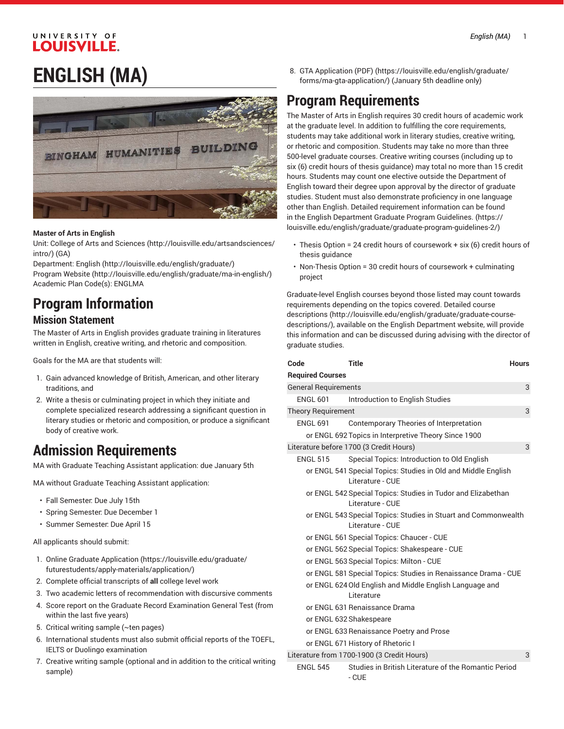# ENGLISH (MA)

**Master of Arts in English**
Unit: College of Arts and Sciences (http://louisville.edu/artsandsciences/intro/) (GA)
Department: English (http://louisville.edu/english/graduate/)
Program Website (http://louisville.edu/english/graduate/ma-in-english/)
Academic Plan Code(s): ENGLMA

## Program Information

### Mission Statement

The Master of Arts in English provides graduate training in literatures written in English, creative writing, and rhetoric and composition.

Goals for the MA are that students will:

1. Gain advanced knowledge of British, American, and other literary traditions, and
2. Write a thesis or culminating project in which they initiate and complete specialized research addressing a significant question in literary studies or rhetoric and composition, or produce a significant body of creative work.

## Admission Requirements

MA with Graduate Teaching Assistant application: due January 5th

MA without Graduate Teaching Assistant application:

- Fall Semester: Due July 15th
- Spring Semester: Due December 1
- Summer Semester: Due April 15

All applicants should submit:

1. Online Graduate Application (https://louisville.edu/graduate/futurestudents/apply-materials/application/)
2. Complete official transcripts of **all** college level work
3. Two academic letters of recommendation with discursive comments
4. Score report on the Graduate Record Examination General Test (from within the last five years)
5. Critical writing sample (~ten pages)
6. International students must also submit official reports of the TOEFL, IELTS or Duolingo examination
7. Creative writing sample (optional and in addition to the critical writing sample)
8. GTA Application (PDF) (https://louisville.edu/english/graduate/forms/ma-gta-application/) (January 5th deadline only)

## Program Requirements

The Master of Arts in English requires 30 credit hours of academic work at the graduate level. In addition to fulfilling the core requirements, students may take additional work in literary studies, creative writing, or rhetoric and composition. Students may take no more than three 500-level graduate courses. Creative writing courses (including up to six (6) credit hours of thesis guidance) may total no more than 15 credit hours. Students may count one elective outside the Department of English toward their degree upon approval by the director of graduate studies. Student must also demonstrate proficiency in one language other than English. Detailed requirement information can be found in the English Department Graduate Program Guidelines. (https://louisville.edu/english/graduate/graduate-program-guidelines-2/)

- Thesis Option = 24 credit hours of coursework + six (6) credit hours of thesis guidance
- Non-Thesis Option = 30 credit hours of coursework + culminating project

Graduate-level English courses beyond those listed may count towards requirements depending on the topics covered. Detailed course descriptions (http://louisville.edu/english/graduate/graduate-course-descriptions/), available on the English Department website, will provide this information and can be discussed during advising with the director of graduate studies.

| Code | Title | Hours |
|---|---|---|
| **Required Courses** | | |
| General Requirements | | 3 |
| ENGL 601 | Introduction to English Studies | |
| Theory Requirement | | 3 |
| ENGL 691 | Contemporary Theories of Interpretation | |
| or ENGL 692 | Topics in Interpretive Theory Since 1900 | |
| Literature before 1700 (3 Credit Hours) | | 3 |
| ENGL 515 | Special Topics: Introduction to Old English | |
| or ENGL 541 | Special Topics: Studies in Old and Middle English Literature - CUE | |
| or ENGL 542 | Special Topics: Studies in Tudor and Elizabethan Literature - CUE | |
| or ENGL 543 | Special Topics: Studies in Stuart and Commonwealth Literature - CUE | |
| or ENGL 561 | Special Topics: Chaucer - CUE | |
| or ENGL 562 | Special Topics: Shakespeare - CUE | |
| or ENGL 563 | Special Topics: Milton - CUE | |
| or ENGL 581 | Special Topics: Studies in Renaissance Drama - CUE | |
| or ENGL 624 | Old English and Middle English Language and Literature | |
| or ENGL 631 | Renaissance Drama | |
| or ENGL 632 | Shakespeare | |
| or ENGL 633 | Renaissance Poetry and Prose | |
| or ENGL 671 | History of Rhetoric I | |
| Literature from 1700-1900 (3 Credit Hours) | | 3 |
| ENGL 545 | Studies in British Literature of the Romantic Period - CUE | |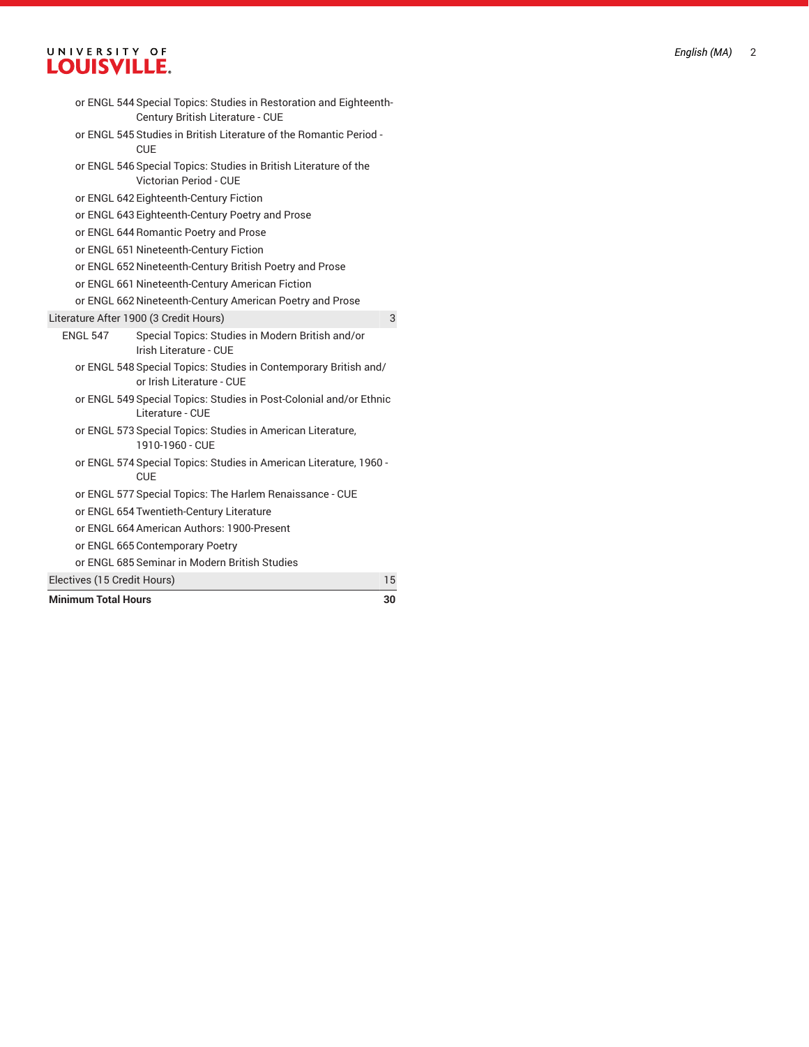| | | |
|---|---|---|
| or ENGL 544 | Special Topics: Studies in Restoration and Eighteenth-Century British Literature - CUE | |
| or ENGL 545 | Studies in British Literature of the Romantic Period - CUE | |
| or ENGL 546 | Special Topics: Studies in British Literature of the Victorian Period - CUE | |
| or ENGL 642 | Eighteenth-Century Fiction | |
| or ENGL 643 | Eighteenth-Century Poetry and Prose | |
| or ENGL 644 | Romantic Poetry and Prose | |
| or ENGL 651 | Nineteenth-Century Fiction | |
| or ENGL 652 | Nineteenth-Century British Poetry and Prose | |
| or ENGL 661 | Nineteenth-Century American Fiction | |
| or ENGL 662 | Nineteenth-Century American Poetry and Prose | |
| Literature After 1900 (3 Credit Hours) | | 3 |
| ENGL 547 | Special Topics: Studies in Modern British and/or Irish Literature - CUE | |
| or ENGL 548 | Special Topics: Studies in Contemporary British and/or Irish Literature - CUE | |
| or ENGL 549 | Special Topics: Studies in Post-Colonial and/or Ethnic Literature - CUE | |
| or ENGL 573 | Special Topics: Studies in American Literature, 1910-1960 - CUE | |
| or ENGL 574 | Special Topics: Studies in American Literature, 1960 - CUE | |
| or ENGL 577 | Special Topics: The Harlem Renaissance - CUE | |
| or ENGL 654 | Twentieth-Century Literature | |
| or ENGL 664 | American Authors: 1900-Present | |
| or ENGL 665 | Contemporary Poetry | |
| or ENGL 685 | Seminar in Modern British Studies | |
| Electives (15 Credit Hours) | | 15 |
| **Minimum Total Hours** | | **30** |